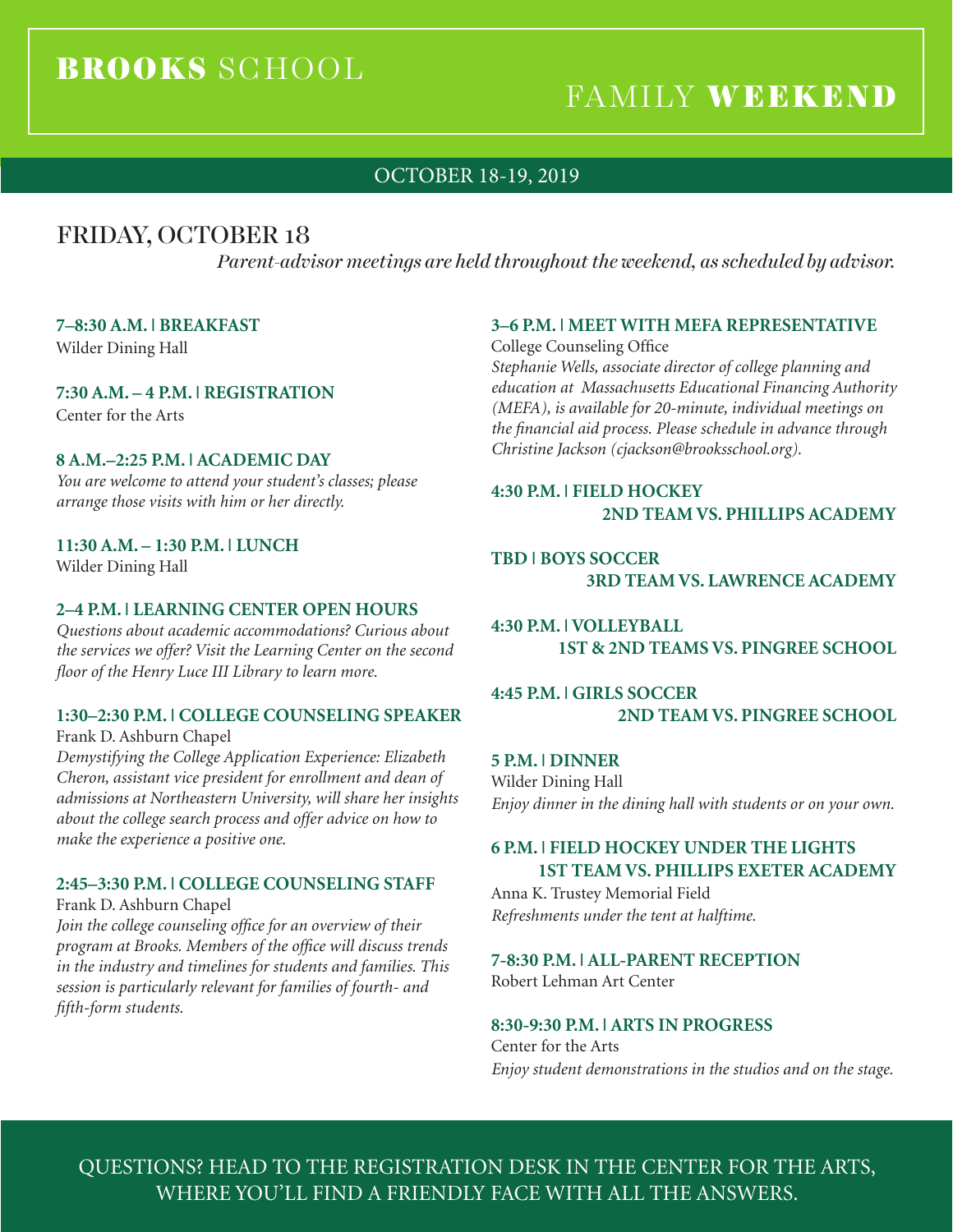# BROOKS SCHOOL

# FAMILY WEEKEND

OCTOBER 18-19, 2019

## FRIDAY, OCTOBER 18

*Parent-advisor meetings are held throughout the weekend, as scheduled by advisor.*

**7–8:30 A.M. | BREAKFAST**
Wilder Dining Hall

**7:30 A.M. – 4 P.M. | REGISTRATION**
Center for the Arts

**8 A.M.–2:25 P.M. | ACADEMIC DAY**
*You are welcome to attend your student's classes; please arrange those visits with him or her directly.*

**11:30 A.M. – 1:30 P.M. | LUNCH**
Wilder Dining Hall

**2–4 P.M. | LEARNING CENTER OPEN HOURS**
*Questions about academic accommodations? Curious about the services we offer? Visit the Learning Center on the second floor of the Henry Luce III Library to learn more.*

**1:30–2:30 P.M. | COLLEGE COUNSELING SPEAKER**
Frank D. Ashburn Chapel
*Demystifying the College Application Experience: Elizabeth Cheron, assistant vice president for enrollment and dean of admissions at Northeastern University, will share her insights about the college search process and offer advice on how to make the experience a positive one.*

**2:45–3:30 P.M. | COLLEGE COUNSELING STAFF**
Frank D. Ashburn Chapel
*Join the college counseling office for an overview of their program at Brooks. Members of the office will discuss trends in the industry and timelines for students and families. This session is particularly relevant for families of fourth- and fifth-form students.*

**3–6 P.M. | MEET WITH MEFA REPRESENTATIVE**
College Counseling Office
*Stephanie Wells, associate director of college planning and education at Massachusetts Educational Financing Authority (MEFA), is available for 20-minute, individual meetings on the financial aid process. Please schedule in advance through Christine Jackson (cjackson@brooksschool.org).*

**4:30 P.M. | FIELD HOCKEY**
**2ND TEAM VS. PHILLIPS ACADEMY**

**TBD | BOYS SOCCER**
**3RD TEAM VS. LAWRENCE ACADEMY**

**4:30 P.M. | VOLLEYBALL**
**1ST & 2ND TEAMS VS. PINGREE SCHOOL**

**4:45 P.M. | GIRLS SOCCER**
**2ND TEAM VS. PINGREE SCHOOL**

**5 P.M. | DINNER**
Wilder Dining Hall
*Enjoy dinner in the dining hall with students or on your own.*

**6 P.M. | FIELD HOCKEY UNDER THE LIGHTS**
**1ST TEAM VS. PHILLIPS EXETER ACADEMY**
Anna K. Trustey Memorial Field
*Refreshments under the tent at halftime.*

**7-8:30 P.M. | ALL-PARENT RECEPTION**
Robert Lehman Art Center

**8:30-9:30 P.M. | ARTS IN PROGRESS**
Center for the Arts
*Enjoy student demonstrations in the studios and on the stage.*

QUESTIONS? HEAD TO THE REGISTRATION DESK IN THE CENTER FOR THE ARTS, WHERE YOU'LL FIND A FRIENDLY FACE WITH ALL THE ANSWERS.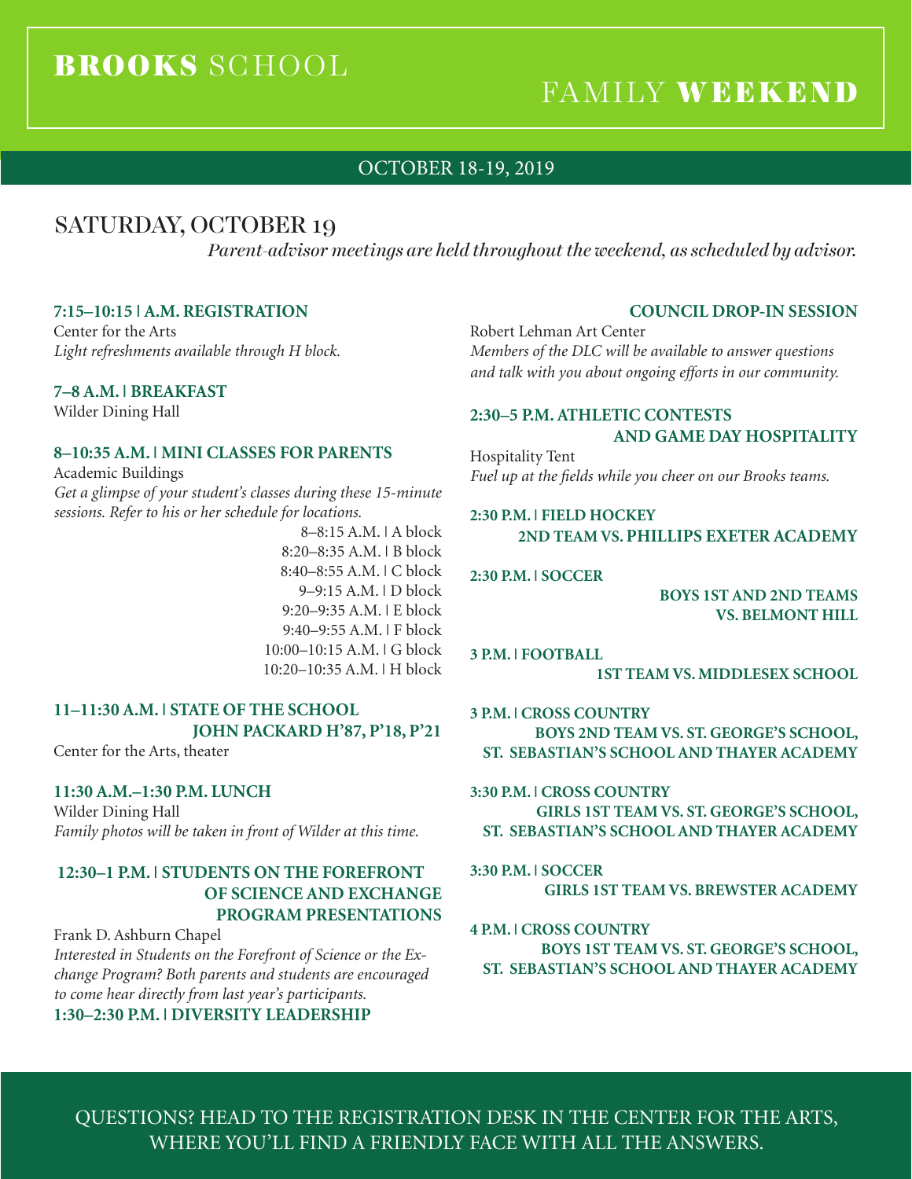# BROOKS SCHOOL

## FAMILY WEEKEND

OCTOBER 18-19, 2019

## SATURDAY, OCTOBER 19

*Parent-advisor meetings are held throughout the weekend, as scheduled by advisor.*

**7:15–10:15 | A.M. REGISTRATION**
Center for the Arts
*Light refreshments available through H block.*

**7–8 A.M. | BREAKFAST**
Wilder Dining Hall

**8–10:35 A.M. | MINI CLASSES FOR PARENTS**
Academic Buildings
*Get a glimpse of your student's classes during these 15-minute sessions. Refer to his or her schedule for locations.*

8–8:15 A.M. | A block
8:20–8:35 A.M. | B block
8:40–8:55 A.M. | C block
9–9:15 A.M. | D block
9:20–9:35 A.M. | E block
9:40–9:55 A.M. | F block
10:00–10:15 A.M. | G block
10:20–10:35 A.M. | H block

**11–11:30 A.M. | STATE OF THE SCHOOL JOHN PACKARD H'87, P'18, P'21**
Center for the Arts, theater

**11:30 A.M.–1:30 P.M. LUNCH**
Wilder Dining Hall
*Family photos will be taken in front of Wilder at this time.*

**12:30–1 P.M. | STUDENTS ON THE FOREFRONT OF SCIENCE AND EXCHANGE PROGRAM PRESENTATIONS**
Frank D. Ashburn Chapel
*Interested in Students on the Forefront of Science or the Exchange Program? Both parents and students are encouraged to come hear directly from last year's participants.*

**1:30–2:30 P.M. | DIVERSITY LEADERSHIP COUNCIL DROP-IN SESSION**
Robert Lehman Art Center
*Members of the DLC will be available to answer questions and talk with you about ongoing efforts in our community.*

**2:30–5 P.M. ATHLETIC CONTESTS AND GAME DAY HOSPITALITY**
Hospitality Tent
*Fuel up at the fields while you cheer on our Brooks teams.*

**2:30 P.M. | FIELD HOCKEY**
**2ND TEAM VS. PHILLIPS EXETER ACADEMY**

**2:30 P.M. | SOCCER**
**BOYS 1ST AND 2ND TEAMS VS. BELMONT HILL**

**3 P.M. | FOOTBALL**
**1ST TEAM VS. MIDDLESEX SCHOOL**

**3 P.M. | CROSS COUNTRY**
**BOYS 2ND TEAM VS. ST. GEORGE'S SCHOOL, ST. SEBASTIAN'S SCHOOL AND THAYER ACADEMY**

**3:30 P.M. | CROSS COUNTRY**
**GIRLS 1ST TEAM VS. ST. GEORGE'S SCHOOL, ST. SEBASTIAN'S SCHOOL AND THAYER ACADEMY**

**3:30 P.M. | SOCCER**
**GIRLS 1ST TEAM VS. BREWSTER ACADEMY**

**4 P.M. | CROSS COUNTRY**
**BOYS 1ST TEAM VS. ST. GEORGE'S SCHOOL, ST. SEBASTIAN'S SCHOOL AND THAYER ACADEMY**

QUESTIONS? HEAD TO THE REGISTRATION DESK IN THE CENTER FOR THE ARTS, WHERE YOU'LL FIND A FRIENDLY FACE WITH ALL THE ANSWERS.